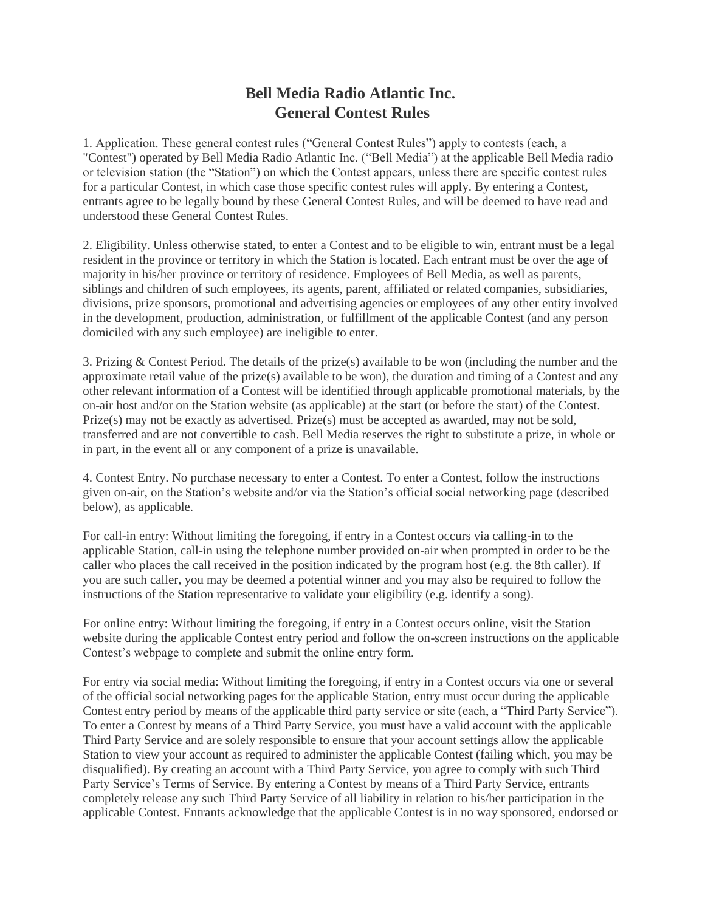# Bell Media Radio Atlantic Inc.
# General Contest Rules

1. Application. These general contest rules ("General Contest Rules") apply to contests (each, a "Contest") operated by Bell Media Radio Atlantic Inc. ("Bell Media") at the applicable Bell Media radio or television station (the "Station") on which the Contest appears, unless there are specific contest rules for a particular Contest, in which case those specific contest rules will apply. By entering a Contest, entrants agree to be legally bound by these General Contest Rules, and will be deemed to have read and understood these General Contest Rules.

2. Eligibility. Unless otherwise stated, to enter a Contest and to be eligible to win, entrant must be a legal resident in the province or territory in which the Station is located. Each entrant must be over the age of majority in his/her province or territory of residence. Employees of Bell Media, as well as parents, siblings and children of such employees, its agents, parent, affiliated or related companies, subsidiaries, divisions, prize sponsors, promotional and advertising agencies or employees of any other entity involved in the development, production, administration, or fulfillment of the applicable Contest (and any person domiciled with any such employee) are ineligible to enter.

3. Prizing & Contest Period. The details of the prize(s) available to be won (including the number and the approximate retail value of the prize(s) available to be won), the duration and timing of a Contest and any other relevant information of a Contest will be identified through applicable promotional materials, by the on-air host and/or on the Station website (as applicable) at the start (or before the start) of the Contest. Prize(s) may not be exactly as advertised. Prize(s) must be accepted as awarded, may not be sold, transferred and are not convertible to cash. Bell Media reserves the right to substitute a prize, in whole or in part, in the event all or any component of a prize is unavailable.

4. Contest Entry. No purchase necessary to enter a Contest. To enter a Contest, follow the instructions given on-air, on the Station's website and/or via the Station's official social networking page (described below), as applicable.

For call-in entry: Without limiting the foregoing, if entry in a Contest occurs via calling-in to the applicable Station, call-in using the telephone number provided on-air when prompted in order to be the caller who places the call received in the position indicated by the program host (e.g. the 8th caller). If you are such caller, you may be deemed a potential winner and you may also be required to follow the instructions of the Station representative to validate your eligibility (e.g. identify a song).

For online entry: Without limiting the foregoing, if entry in a Contest occurs online, visit the Station website during the applicable Contest entry period and follow the on-screen instructions on the applicable Contest's webpage to complete and submit the online entry form.

For entry via social media: Without limiting the foregoing, if entry in a Contest occurs via one or several of the official social networking pages for the applicable Station, entry must occur during the applicable Contest entry period by means of the applicable third party service or site (each, a "Third Party Service"). To enter a Contest by means of a Third Party Service, you must have a valid account with the applicable Third Party Service and are solely responsible to ensure that your account settings allow the applicable Station to view your account as required to administer the applicable Contest (failing which, you may be disqualified). By creating an account with a Third Party Service, you agree to comply with such Third Party Service's Terms of Service. By entering a Contest by means of a Third Party Service, entrants completely release any such Third Party Service of all liability in relation to his/her participation in the applicable Contest. Entrants acknowledge that the applicable Contest is in no way sponsored, endorsed or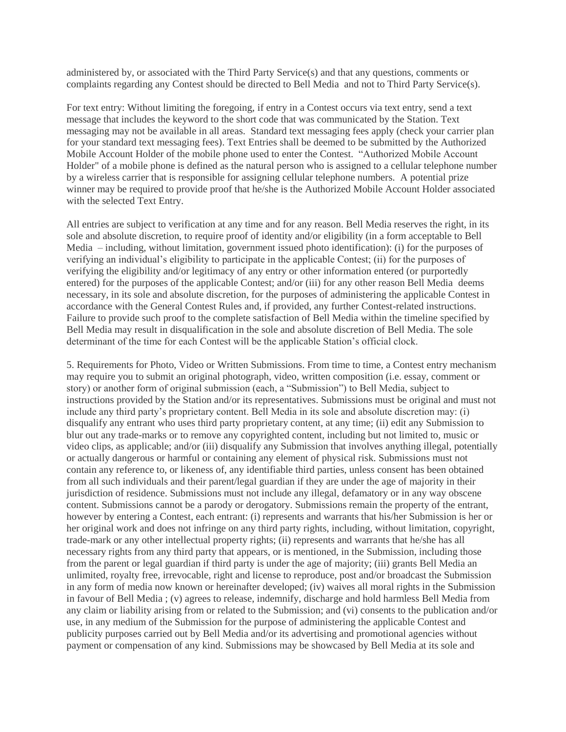administered by, or associated with the Third Party Service(s) and that any questions, comments or complaints regarding any Contest should be directed to Bell Media and not to Third Party Service(s).

For text entry: Without limiting the foregoing, if entry in a Contest occurs via text entry, send a text message that includes the keyword to the short code that was communicated by the Station. Text messaging may not be available in all areas. Standard text messaging fees apply (check your carrier plan for your standard text messaging fees). Text Entries shall be deemed to be submitted by the Authorized Mobile Account Holder of the mobile phone used to enter the Contest. "Authorized Mobile Account Holder" of a mobile phone is defined as the natural person who is assigned to a cellular telephone number by a wireless carrier that is responsible for assigning cellular telephone numbers. A potential prize winner may be required to provide proof that he/she is the Authorized Mobile Account Holder associated with the selected Text Entry.

All entries are subject to verification at any time and for any reason. Bell Media reserves the right, in its sole and absolute discretion, to require proof of identity and/or eligibility (in a form acceptable to Bell Media – including, without limitation, government issued photo identification): (i) for the purposes of verifying an individual's eligibility to participate in the applicable Contest; (ii) for the purposes of verifying the eligibility and/or legitimacy of any entry or other information entered (or purportedly entered) for the purposes of the applicable Contest; and/or (iii) for any other reason Bell Media deems necessary, in its sole and absolute discretion, for the purposes of administering the applicable Contest in accordance with the General Contest Rules and, if provided, any further Contest-related instructions. Failure to provide such proof to the complete satisfaction of Bell Media within the timeline specified by Bell Media may result in disqualification in the sole and absolute discretion of Bell Media. The sole determinant of the time for each Contest will be the applicable Station's official clock.

5. Requirements for Photo, Video or Written Submissions. From time to time, a Contest entry mechanism may require you to submit an original photograph, video, written composition (i.e. essay, comment or story) or another form of original submission (each, a "Submission") to Bell Media, subject to instructions provided by the Station and/or its representatives. Submissions must be original and must not include any third party's proprietary content. Bell Media in its sole and absolute discretion may: (i) disqualify any entrant who uses third party proprietary content, at any time; (ii) edit any Submission to blur out any trade-marks or to remove any copyrighted content, including but not limited to, music or video clips, as applicable; and/or (iii) disqualify any Submission that involves anything illegal, potentially or actually dangerous or harmful or containing any element of physical risk. Submissions must not contain any reference to, or likeness of, any identifiable third parties, unless consent has been obtained from all such individuals and their parent/legal guardian if they are under the age of majority in their jurisdiction of residence. Submissions must not include any illegal, defamatory or in any way obscene content. Submissions cannot be a parody or derogatory. Submissions remain the property of the entrant, however by entering a Contest, each entrant: (i) represents and warrants that his/her Submission is her or her original work and does not infringe on any third party rights, including, without limitation, copyright, trade-mark or any other intellectual property rights; (ii) represents and warrants that he/she has all necessary rights from any third party that appears, or is mentioned, in the Submission, including those from the parent or legal guardian if third party is under the age of majority; (iii) grants Bell Media an unlimited, royalty free, irrevocable, right and license to reproduce, post and/or broadcast the Submission in any form of media now known or hereinafter developed; (iv) waives all moral rights in the Submission in favour of Bell Media ; (v) agrees to release, indemnify, discharge and hold harmless Bell Media from any claim or liability arising from or related to the Submission; and (vi) consents to the publication and/or use, in any medium of the Submission for the purpose of administering the applicable Contest and publicity purposes carried out by Bell Media and/or its advertising and promotional agencies without payment or compensation of any kind. Submissions may be showcased by Bell Media at its sole and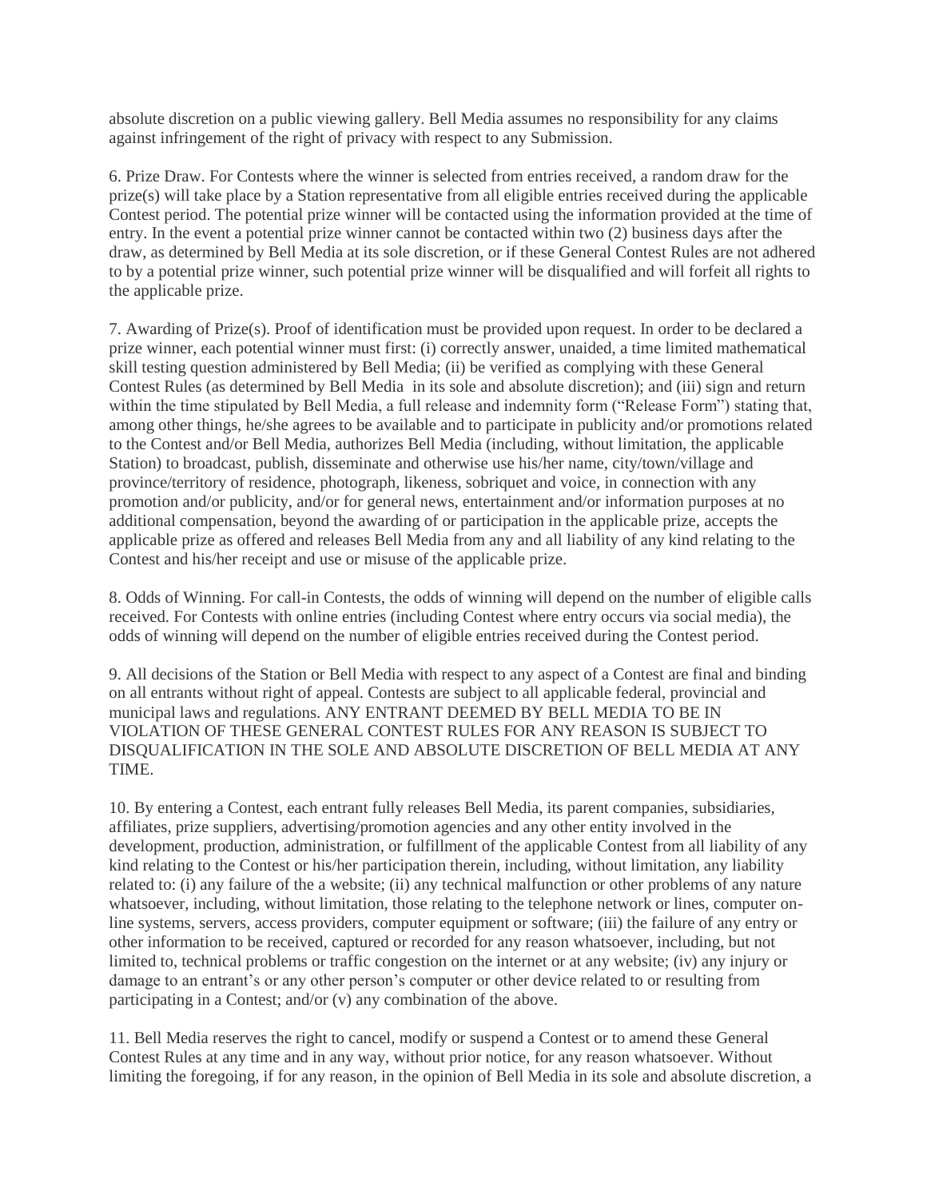absolute discretion on a public viewing gallery. Bell Media assumes no responsibility for any claims against infringement of the right of privacy with respect to any Submission.

6. Prize Draw. For Contests where the winner is selected from entries received, a random draw for the prize(s) will take place by a Station representative from all eligible entries received during the applicable Contest period. The potential prize winner will be contacted using the information provided at the time of entry. In the event a potential prize winner cannot be contacted within two (2) business days after the draw, as determined by Bell Media at its sole discretion, or if these General Contest Rules are not adhered to by a potential prize winner, such potential prize winner will be disqualified and will forfeit all rights to the applicable prize.

7. Awarding of Prize(s). Proof of identification must be provided upon request. In order to be declared a prize winner, each potential winner must first: (i) correctly answer, unaided, a time limited mathematical skill testing question administered by Bell Media; (ii) be verified as complying with these General Contest Rules (as determined by Bell Media in its sole and absolute discretion); and (iii) sign and return within the time stipulated by Bell Media, a full release and indemnity form ("Release Form") stating that, among other things, he/she agrees to be available and to participate in publicity and/or promotions related to the Contest and/or Bell Media, authorizes Bell Media (including, without limitation, the applicable Station) to broadcast, publish, disseminate and otherwise use his/her name, city/town/village and province/territory of residence, photograph, likeness, sobriquet and voice, in connection with any promotion and/or publicity, and/or for general news, entertainment and/or information purposes at no additional compensation, beyond the awarding of or participation in the applicable prize, accepts the applicable prize as offered and releases Bell Media from any and all liability of any kind relating to the Contest and his/her receipt and use or misuse of the applicable prize.

8. Odds of Winning. For call-in Contests, the odds of winning will depend on the number of eligible calls received. For Contests with online entries (including Contest where entry occurs via social media), the odds of winning will depend on the number of eligible entries received during the Contest period.

9. All decisions of the Station or Bell Media with respect to any aspect of a Contest are final and binding on all entrants without right of appeal. Contests are subject to all applicable federal, provincial and municipal laws and regulations. ANY ENTRANT DEEMED BY BELL MEDIA TO BE IN VIOLATION OF THESE GENERAL CONTEST RULES FOR ANY REASON IS SUBJECT TO DISQUALIFICATION IN THE SOLE AND ABSOLUTE DISCRETION OF BELL MEDIA AT ANY TIME.

10. By entering a Contest, each entrant fully releases Bell Media, its parent companies, subsidiaries, affiliates, prize suppliers, advertising/promotion agencies and any other entity involved in the development, production, administration, or fulfillment of the applicable Contest from all liability of any kind relating to the Contest or his/her participation therein, including, without limitation, any liability related to: (i) any failure of the a website; (ii) any technical malfunction or other problems of any nature whatsoever, including, without limitation, those relating to the telephone network or lines, computer on-line systems, servers, access providers, computer equipment or software; (iii) the failure of any entry or other information to be received, captured or recorded for any reason whatsoever, including, but not limited to, technical problems or traffic congestion on the internet or at any website; (iv) any injury or damage to an entrant's or any other person's computer or other device related to or resulting from participating in a Contest; and/or (v) any combination of the above.

11. Bell Media reserves the right to cancel, modify or suspend a Contest or to amend these General Contest Rules at any time and in any way, without prior notice, for any reason whatsoever. Without limiting the foregoing, if for any reason, in the opinion of Bell Media in its sole and absolute discretion, a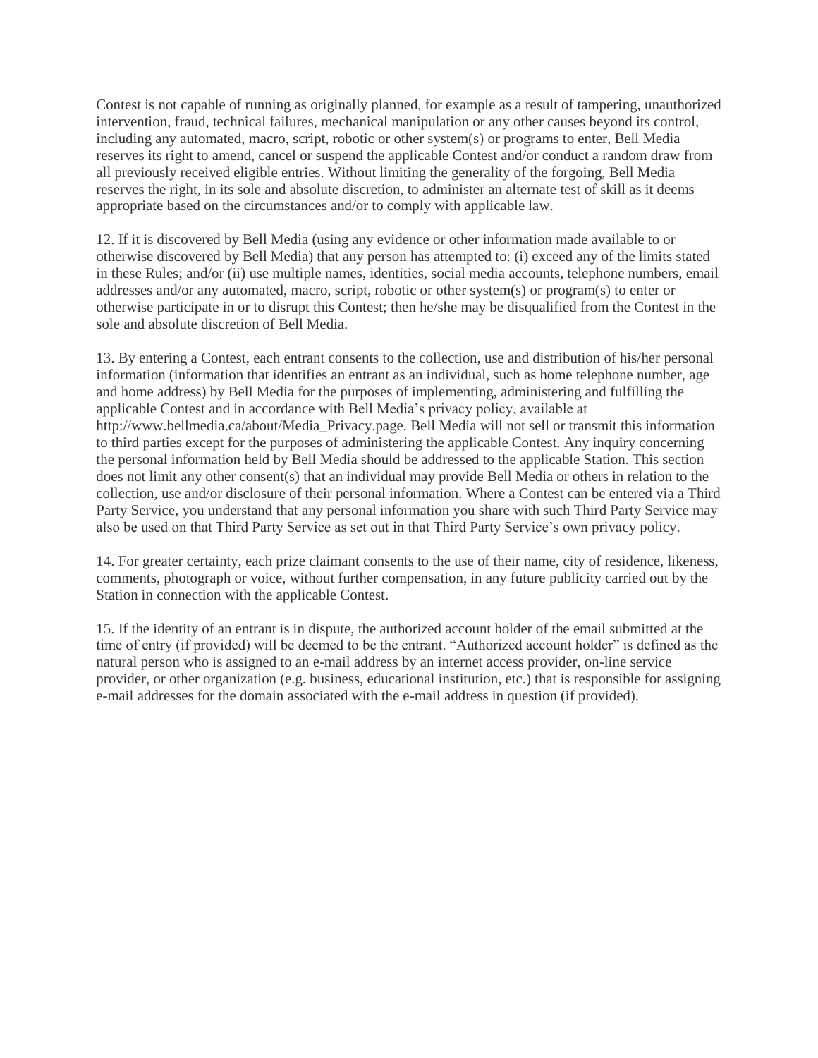Contest is not capable of running as originally planned, for example as a result of tampering, unauthorized intervention, fraud, technical failures, mechanical manipulation or any other causes beyond its control, including any automated, macro, script, robotic or other system(s) or programs to enter, Bell Media reserves its right to amend, cancel or suspend the applicable Contest and/or conduct a random draw from all previously received eligible entries. Without limiting the generality of the forgoing, Bell Media reserves the right, in its sole and absolute discretion, to administer an alternate test of skill as it deems appropriate based on the circumstances and/or to comply with applicable law.

12. If it is discovered by Bell Media (using any evidence or other information made available to or otherwise discovered by Bell Media) that any person has attempted to: (i) exceed any of the limits stated in these Rules; and/or (ii) use multiple names, identities, social media accounts, telephone numbers, email addresses and/or any automated, macro, script, robotic or other system(s) or program(s) to enter or otherwise participate in or to disrupt this Contest; then he/she may be disqualified from the Contest in the sole and absolute discretion of Bell Media.

13. By entering a Contest, each entrant consents to the collection, use and distribution of his/her personal information (information that identifies an entrant as an individual, such as home telephone number, age and home address) by Bell Media for the purposes of implementing, administering and fulfilling the applicable Contest and in accordance with Bell Media's privacy policy, available at http://www.bellmedia.ca/about/Media_Privacy.page. Bell Media will not sell or transmit this information to third parties except for the purposes of administering the applicable Contest. Any inquiry concerning the personal information held by Bell Media should be addressed to the applicable Station. This section does not limit any other consent(s) that an individual may provide Bell Media or others in relation to the collection, use and/or disclosure of their personal information. Where a Contest can be entered via a Third Party Service, you understand that any personal information you share with such Third Party Service may also be used on that Third Party Service as set out in that Third Party Service's own privacy policy.

14. For greater certainty, each prize claimant consents to the use of their name, city of residence, likeness, comments, photograph or voice, without further compensation, in any future publicity carried out by the Station in connection with the applicable Contest.

15. If the identity of an entrant is in dispute, the authorized account holder of the email submitted at the time of entry (if provided) will be deemed to be the entrant. "Authorized account holder" is defined as the natural person who is assigned to an e-mail address by an internet access provider, on-line service provider, or other organization (e.g. business, educational institution, etc.) that is responsible for assigning e-mail addresses for the domain associated with the e-mail address in question (if provided).